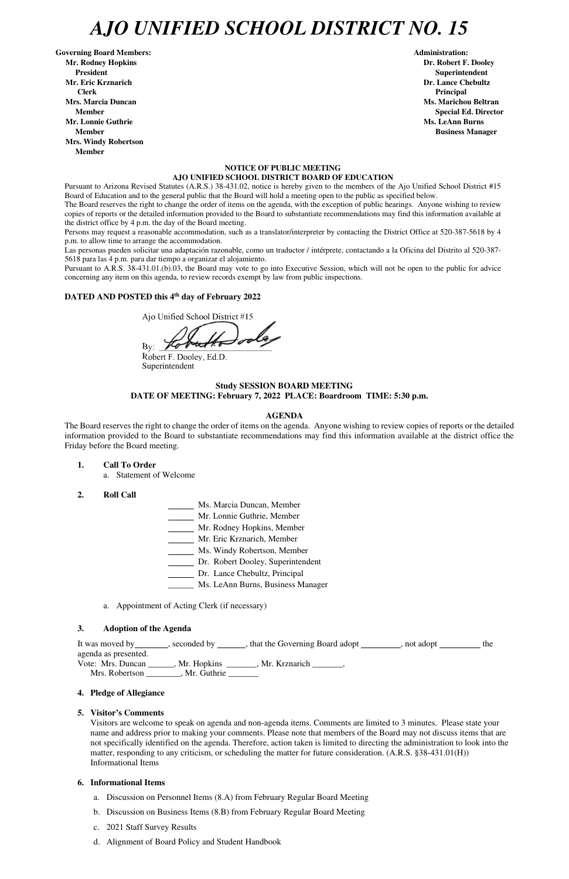# AJO UNIFIED SCHOOL DISTRICT NO. 15

**Governing Board Members:**
**Mr. Rodney Hopkins**
**President**
**Mr. Eric Krznarich**
**Clerk**
**Mrs. Marcia Duncan**
**Member**
**Mr. Lonnie Guthrie**
**Member**
**Mrs. Windy Robertson**
**Member**

**Administration:**
**Dr. Robert F. Dooley**
**Superintendent**
**Dr. Lance Chebultz**
**Principal**
**Ms. Marichou Beltran**
**Special Ed. Director**
**Ms. LeAnn Burns**
**Business Manager**

**NOTICE OF PUBLIC MEETING**
**AJO UNIFIED SCHOOL DISTRICT BOARD OF EDUCATION**

Pursuant to Arizona Revised Statutes (A.R.S.) 38-431.02, notice is hereby given to the members of the Ajo Unified School District #15 Board of Education and to the general public that the Board will hold a meeting open to the public as specified below.

The Board reserves the right to change the order of items on the agenda, with the exception of public hearings. Anyone wishing to review copies of reports or the detailed information provided to the Board to substantiate recommendations may find this information available at the district office by 4 p.m. the day of the Board meeting.

Persons may request a reasonable accommodation, such as a translator/interpreter by contacting the District Office at 520-387-5618 by 4 p.m. to allow time to arrange the accommodation.

Las personas pueden solicitar una adaptación razonable, como un traductor / intérprete, contactando a la Oficina del Distrito al 520-387-5618 para las 4 p.m. para dar tiempo a organizar el alojamiento.

Pursuant to A.R.S. 38-431.01.(b).03, the Board may vote to go into Executive Session, which will not be open to the public for advice concerning any item on this agenda, to review records exempt by law from public inspections.

**DATED AND POSTED this 4th day of February 2022**

Ajo Unified School District #15

By: _______________
Robert F. Dooley, Ed.D.
Superintendent

**Study SESSION BOARD MEETING**
**DATE OF MEETING: February 7, 2022 PLACE: Boardroom TIME: 5:30 p.m.**

**AGENDA**

The Board reserves the right to change the order of items on the agenda. Anyone wishing to review copies of reports or the detailed information provided to the Board to substantiate recommendations may find this information available at the district office the Friday before the Board meeting.

1. **Call To Order**
   a. Statement of Welcome

2. **Roll Call**

   ______ Ms. Marcia Duncan, Member
   ______ Mr. Lonnie Guthrie, Member
   ______ Mr. Rodney Hopkins, Member
   ______ Mr. Eric Krznarich, Member
   ______ Ms. Windy Robertson, Member
   ______ Dr. Robert Dooley, Superintendent
   ______ Dr. Lance Chebultz, Principal
   ______ Ms. LeAnn Burns, Business Manager

   a. Appointment of Acting Clerk (if necessary)

3. **Adoption of the Agenda**

   It was moved by________, seconded by ______, that the Governing Board adopt _________, not adopt _________ the agenda as presented.
   Vote: Mrs. Duncan ______, Mr. Hopkins _______, Mr. Krznarich _______,
   Mrs. Robertson ________, Mr. Guthrie _______

4. **Pledge of Allegiance**

5. **Visitor's Comments**
   Visitors are welcome to speak on agenda and non-agenda items. Comments are limited to 3 minutes. Please state your name and address prior to making your comments. Please note that members of the Board may not discuss items that are not specifically identified on the agenda. Therefore, action taken is limited to directing the administration to look into the matter, responding to any criticism, or scheduling the matter for future consideration. (A.R.S. §38-431.01(H))
   Informational Items

6. **Informational Items**
   a. Discussion on Personnel Items (8.A) from February Regular Board Meeting
   b. Discussion on Business Items (8.B) from February Regular Board Meeting
   c. 2021 Staff Survey Results
   d. Alignment of Board Policy and Student Handbook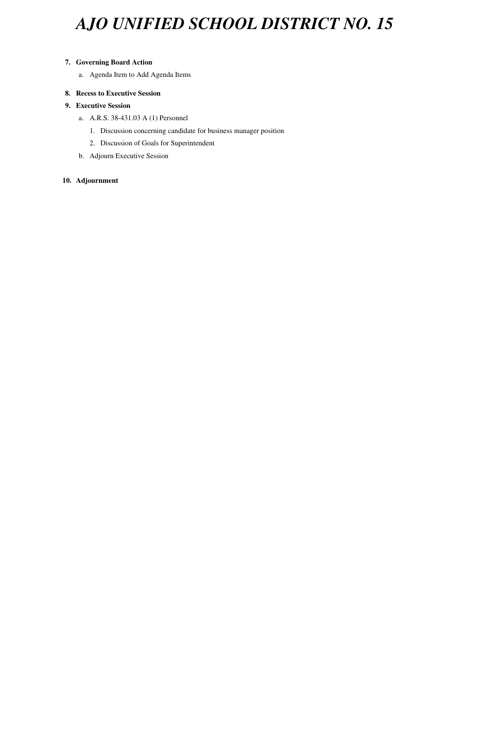# AJO UNIFIED SCHOOL DISTRICT NO. 15

7. **Governing Board Action**
   a. Agenda Item to Add Agenda Items

8. **Recess to Executive Session**

9. **Executive Session**
   a. A.R.S. 38-431.03 A (1) Personnel
      1. Discussion concerning candidate for business manager position
      2. Discussion of Goals for Superintendent

   b. Adjourn Executive Session

10. **Adjournment**